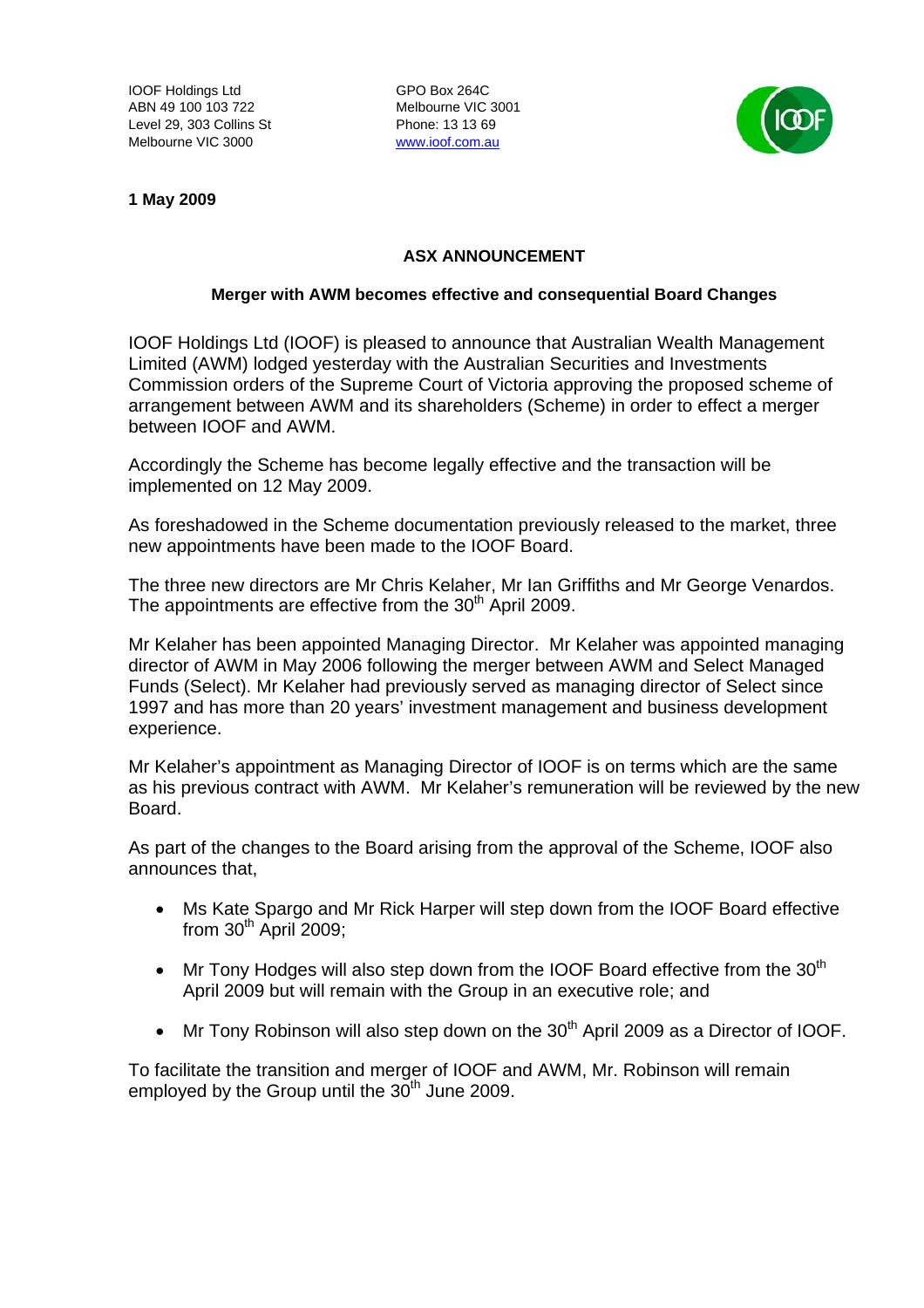IOOF Holdings Ltd
ABN 49 100 103 722
Level 29, 303 Collins St
Melbourne VIC 3000

GPO Box 264C
Melbourne VIC 3001
Phone: 13 13 69
www.ioof.com.au

**1 May 2009**

## ASX ANNOUNCEMENT

### Merger with AWM becomes effective and consequential Board Changes

IOOF Holdings Ltd (IOOF) is pleased to announce that Australian Wealth Management Limited (AWM) lodged yesterday with the Australian Securities and Investments Commission orders of the Supreme Court of Victoria approving the proposed scheme of arrangement between AWM and its shareholders (Scheme) in order to effect a merger between IOOF and AWM.

Accordingly the Scheme has become legally effective and the transaction will be implemented on 12 May 2009.

As foreshadowed in the Scheme documentation previously released to the market, three new appointments have been made to the IOOF Board.

The three new directors are Mr Chris Kelaher, Mr Ian Griffiths and Mr George Venardos. The appointments are effective from the 30th April 2009.

Mr Kelaher has been appointed Managing Director. Mr Kelaher was appointed managing director of AWM in May 2006 following the merger between AWM and Select Managed Funds (Select). Mr Kelaher had previously served as managing director of Select since 1997 and has more than 20 years' investment management and business development experience.

Mr Kelaher's appointment as Managing Director of IOOF is on terms which are the same as his previous contract with AWM. Mr Kelaher's remuneration will be reviewed by the new Board.

As part of the changes to the Board arising from the approval of the Scheme, IOOF also announces that,

- Ms Kate Spargo and Mr Rick Harper will step down from the IOOF Board effective from 30th April 2009;
- Mr Tony Hodges will also step down from the IOOF Board effective from the 30th April 2009 but will remain with the Group in an executive role; and
- Mr Tony Robinson will also step down on the 30th April 2009 as a Director of IOOF.

To facilitate the transition and merger of IOOF and AWM, Mr. Robinson will remain employed by the Group until the 30th June 2009.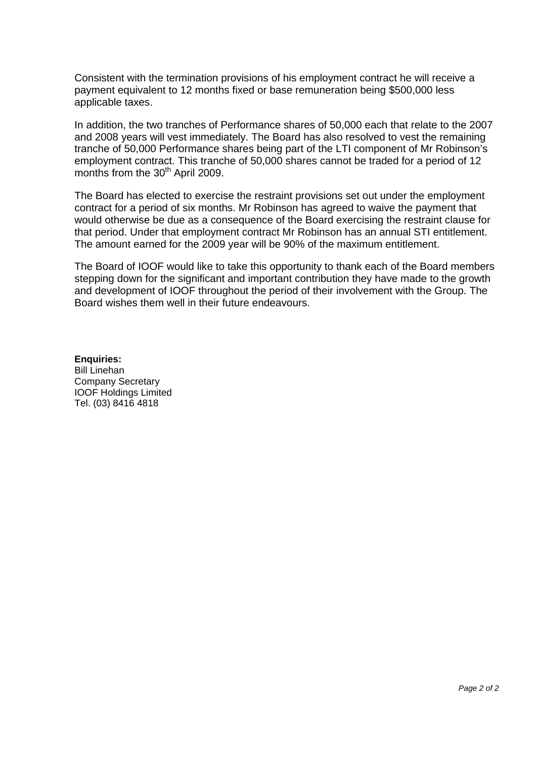Consistent with the termination provisions of his employment contract he will receive a payment equivalent to 12 months fixed or base remuneration being $500,000 less applicable taxes.

In addition, the two tranches of Performance shares of 50,000 each that relate to the 2007 and 2008 years will vest immediately. The Board has also resolved to vest the remaining tranche of 50,000 Performance shares being part of the LTI component of Mr Robinson's employment contract. This tranche of 50,000 shares cannot be traded for a period of 12 months from the 30th April 2009.

The Board has elected to exercise the restraint provisions set out under the employment contract for a period of six months. Mr Robinson has agreed to waive the payment that would otherwise be due as a consequence of the Board exercising the restraint clause for that period. Under that employment contract Mr Robinson has an annual STI entitlement. The amount earned for the 2009 year will be 90% of the maximum entitlement.

The Board of IOOF would like to take this opportunity to thank each of the Board members stepping down for the significant and important contribution they have made to the growth and development of IOOF throughout the period of their involvement with the Group. The Board wishes them well in their future endeavours.

**Enquiries:**
Bill Linehan
Company Secretary
IOOF Holdings Limited
Tel. (03) 8416 4818